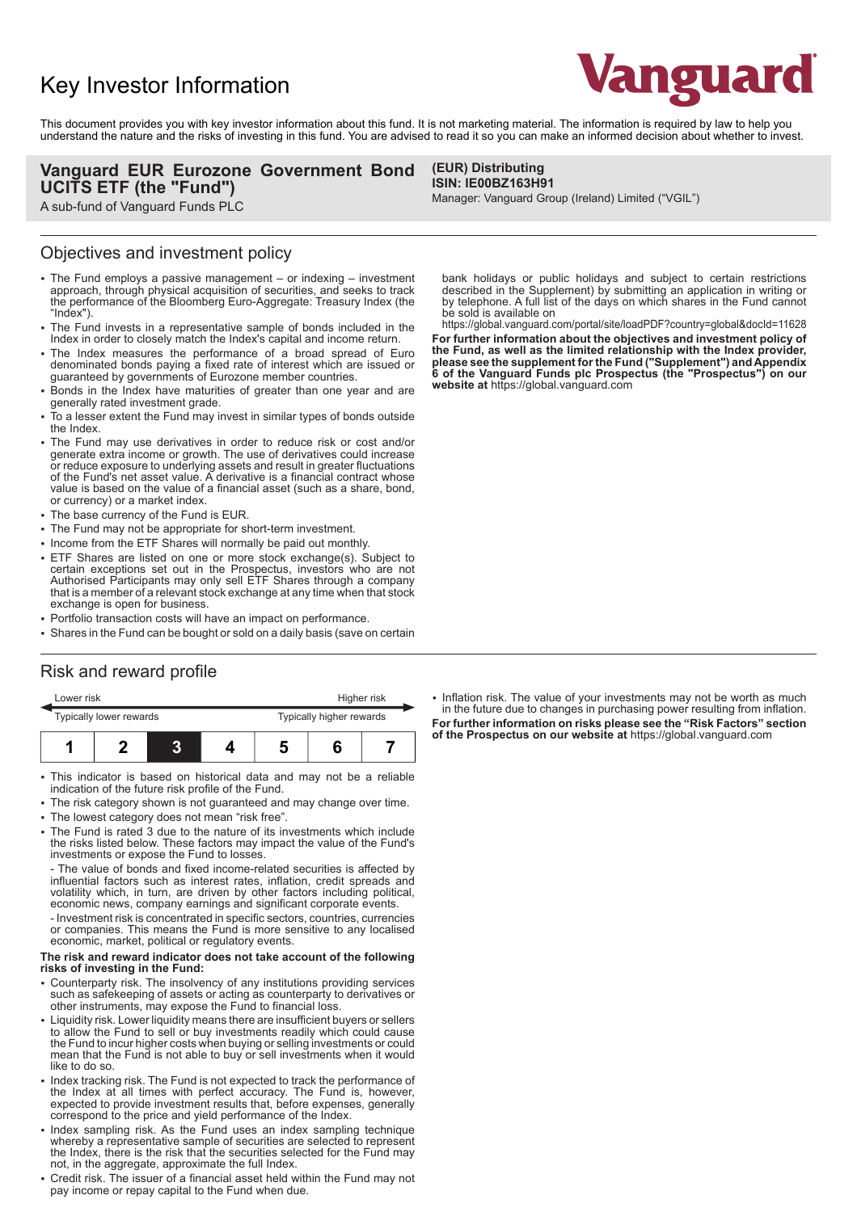# Key Investor Information

This document provides you with key investor information about this fund. It is not marketing material. The information is required by law to help you understand the nature and the risks of investing in this fund. You are advised to read it so you can make an informed decision about whether to invest.

**Vanguard EUR Eurozone Government Bond UCITS ETF (the "Fund")**
A sub-fund of Vanguard Funds PLC

**(EUR) Distributing**
**ISIN: IE00BZ163H91**
Manager: Vanguard Group (Ireland) Limited ("VGIL")

## Objectives and investment policy

- The Fund employs a passive management – or indexing – investment approach, through physical acquisition of securities, and seeks to track the performance of the Bloomberg Euro-Aggregate: Treasury Index (the "Index").
- The Fund invests in a representative sample of bonds included in the Index in order to closely match the Index's capital and income return.
- The Index measures the performance of a broad spread of Euro denominated bonds paying a fixed rate of interest which are issued or guaranteed by governments of Eurozone member countries.
- Bonds in the Index have maturities of greater than one year and are generally rated investment grade.
- To a lesser extent the Fund may invest in similar types of bonds outside the Index.
- The Fund may use derivatives in order to reduce risk or cost and/or generate extra income or growth. The use of derivatives could increase or reduce exposure to underlying assets and result in greater fluctuations of the Fund's net asset value. A derivative is a financial contract whose value is based on the value of a financial asset (such as a share, bond, or currency) or a market index.
- The base currency of the Fund is EUR.
- The Fund may not be appropriate for short-term investment.
- Income from the ETF Shares will normally be paid out monthly.
- ETF Shares are listed on one or more stock exchange(s). Subject to certain exceptions set out in the Prospectus, investors who are not Authorised Participants may only sell ETF Shares through a company that is a member of a relevant stock exchange at any time when that stock exchange is open for business.
- Portfolio transaction costs will have an impact on performance.
- Shares in the Fund can be bought or sold on a daily basis (save on certain bank holidays or public holidays and subject to certain restrictions described in the Supplement) by submitting an application in writing or by telephone. A full list of the days on which shares in the Fund cannot be sold is available on https://global.vanguard.com/portal/site/loadPDF?country=global&docId=11628

**For further information about the objectives and investment policy of the Fund, as well as the limited relationship with the Index provider, please see the supplement for the Fund ("Supplement") and Appendix 6 of the Vanguard Funds plc Prospectus (the "Prospectus") on our website at** https://global.vanguard.com

## Risk and reward profile

| Lower risk<br>Typically lower rewards | | | | | | Higher risk<br>Typically higher rewards |
|---|---|---|---|---|---|---|
| 1 | 2 | **3** | 4 | 5 | 6 | 7 |

- This indicator is based on historical data and may not be a reliable indication of the future risk profile of the Fund.
- The risk category shown is not guaranteed and may change over time.
- The lowest category does not mean "risk free".
- The Fund is rated 3 due to the nature of its investments which include the risks listed below. These factors may impact the value of the Fund's investments or expose the Fund to losses.

  - The value of bonds and fixed income-related securities is affected by influential factors such as interest rates, inflation, credit spreads and volatility which, in turn, are driven by other factors including political, economic news, company earnings and significant corporate events.

  - Investment risk is concentrated in specific sectors, countries, currencies or companies. This means the Fund is more sensitive to any localised economic, market, political or regulatory events.

**The risk and reward indicator does not take account of the following risks of investing in the Fund:**

- Counterparty risk. The insolvency of any institutions providing services such as safekeeping of assets or acting as counterparty to derivatives or other instruments, may expose the Fund to financial loss.
- Liquidity risk. Lower liquidity means there are insufficient buyers or sellers to allow the Fund to sell or buy investments readily which could cause the Fund to incur higher costs when buying or selling investments or could mean that the Fund is not able to buy or sell investments when it would like to do so.
- Index tracking risk. The Fund is not expected to track the performance of the Index at all times with perfect accuracy. The Fund is, however, expected to provide investment results that, before expenses, generally correspond to the price and yield performance of the Index.
- Index sampling risk. As the Fund uses an index sampling technique whereby a representative sample of securities are selected to represent the Index, there is the risk that the securities selected for the Fund may not, in the aggregate, approximate the full Index.
- Credit risk. The issuer of a financial asset held within the Fund may not pay income or repay capital to the Fund when due.
- Inflation risk. The value of your investments may not be worth as much in the future due to changes in purchasing power resulting from inflation.

**For further information on risks please see the "Risk Factors" section of the Prospectus on our website at** https://global.vanguard.com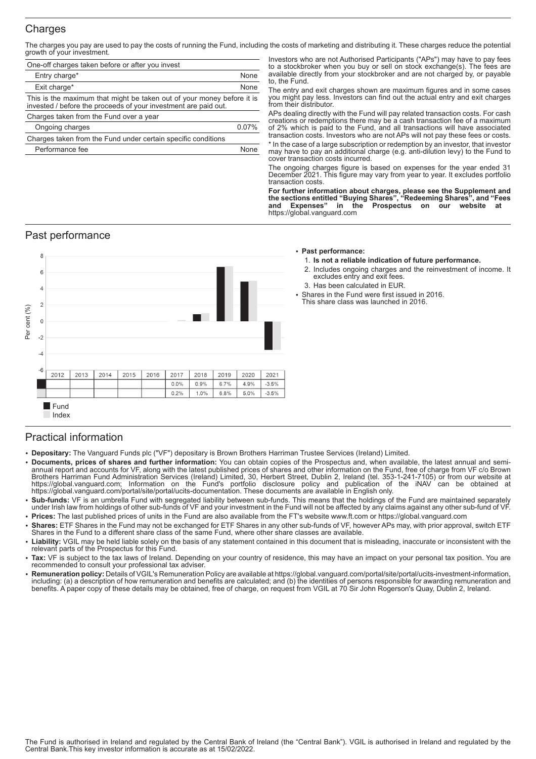## Charges

The charges you pay are used to pay the costs of running the Fund, including the costs of marketing and distributing it. These charges reduce the potential growth of your investment.

| One-off charges taken before or after you invest | |
|---|---|
| Entry charge* | None |
| Exit charge* | None |
| This is the maximum that might be taken out of your money before it is invested / before the proceeds of your investment are paid out. | |
| Charges taken from the Fund over a year | |
| Ongoing charges | 0.07% |
| Charges taken from the Fund under certain specific conditions | |
| Performance fee | None |

Investors who are not Authorised Participants ("APs") may have to pay fees to a stockbroker when you buy or sell on stock exchange(s). The fees are available directly from your stockbroker and are not charged by, or payable to, the Fund.

The entry and exit charges shown are maximum figures and in some cases you might pay less. Investors can find out the actual entry and exit charges from their distributor.

APs dealing directly with the Fund will pay related transaction costs. For cash creations or redemptions there may be a cash transaction fee of a maximum of 2% which is paid to the Fund, and all transactions will have associated transaction costs. Investors who are not APs will not pay these fees or costs.

* In the case of a large subscription or redemption by an investor, that investor may have to pay an additional charge (e.g. anti-dilution levy) to the Fund to cover transaction costs incurred.

The ongoing charges figure is based on expenses for the year ended 31 December 2021. This figure may vary from year to year. It excludes portfolio transaction costs.

**For further information about charges, please see the Supplement and the sections entitled "Buying Shares", "Redeeming Shares", and "Fees and Expenses" in the Prospectus on our website at** https://global.vanguard.com

## Past performance

Per cent (%)

8
6
4
2
0
-2
-4
-6

| | 2012 | 2013 | 2014 | 2015 | 2016 | 2017 | 2018 | 2019 | 2020 | 2021 |
|---|---|---|---|---|---|---|---|---|---|---|
| Fund | | | | | | 0.0% | 0.9% | 6.7% | 4.9% | -3.5% |
| Index | | | | | | 0.2% | 1.0% | 6.8% | 5.0% | -3.5% |

Fund
Index

- **Past performance:**
  1. **Is not a reliable indication of future performance.**
  2. Includes ongoing charges and the reinvestment of income. It excludes entry and exit fees.
  3. Has been calculated in EUR.
- Shares in the Fund were first issued in 2016.
  This share class was launched in 2016.

## Practical information

- **Depositary:** The Vanguard Funds plc ("VF") depositary is Brown Brothers Harriman Trustee Services (Ireland) Limited.
- **Documents, prices of shares and further information:** You can obtain copies of the Prospectus and, when available, the latest annual and semi-annual report and accounts for VF, along with the latest published prices of shares and other information on the Fund, free of charge from VF c/o Brown Brothers Harriman Fund Administration Services (Ireland) Limited, 30, Herbert Street, Dublin 2, Ireland (tel. 353-1-241-7105) or from our website at https://global.vanguard.com; Information on the Fund's portfolio disclosure policy and publication of the iNAV can be obtained at https://global.vanguard.com/portal/site/portal/ucits-documentation. These documents are available in English only.
- **Sub-funds:** VF is an umbrella Fund with segregated liability between sub-funds. This means that the holdings of the Fund are maintained separately under Irish law from holdings of other sub-funds of VF and your investment in the Fund will not be affected by any claims against any other sub-fund of VF.
- **Prices:** The last published prices of units in the Fund are also available from the FT's website www.ft.com or https://global.vanguard.com
- **Shares:** ETF Shares in the Fund may not be exchanged for ETF Shares in any other sub-funds of VF, however APs may, with prior approval, switch ETF Shares in the Fund to a different share class of the same Fund, where other share classes are available.
- **Liability:** VGIL may be held liable solely on the basis of any statement contained in this document that is misleading, inaccurate or inconsistent with the relevant parts of the Prospectus for this Fund.
- **Tax:** VF is subject to the tax laws of Ireland. Depending on your country of residence, this may have an impact on your personal tax position. You are recommended to consult your professional tax adviser.
- **Remuneration policy:** Details of VGIL's Remuneration Policy are available at https://global.vanguard.com/portal/site/portal/ucits-investment-information, including: (a) a description of how remuneration and benefits are calculated; and (b) the identities of persons responsible for awarding remuneration and benefits. A paper copy of these details may be obtained, free of charge, on request from VGIL at 70 Sir John Rogerson's Quay, Dublin 2, Ireland.

The Fund is authorised in Ireland and regulated by the Central Bank of Ireland (the "Central Bank"). VGIL is authorised in Ireland and regulated by the Central Bank.This key investor information is accurate as at 15/02/2022.